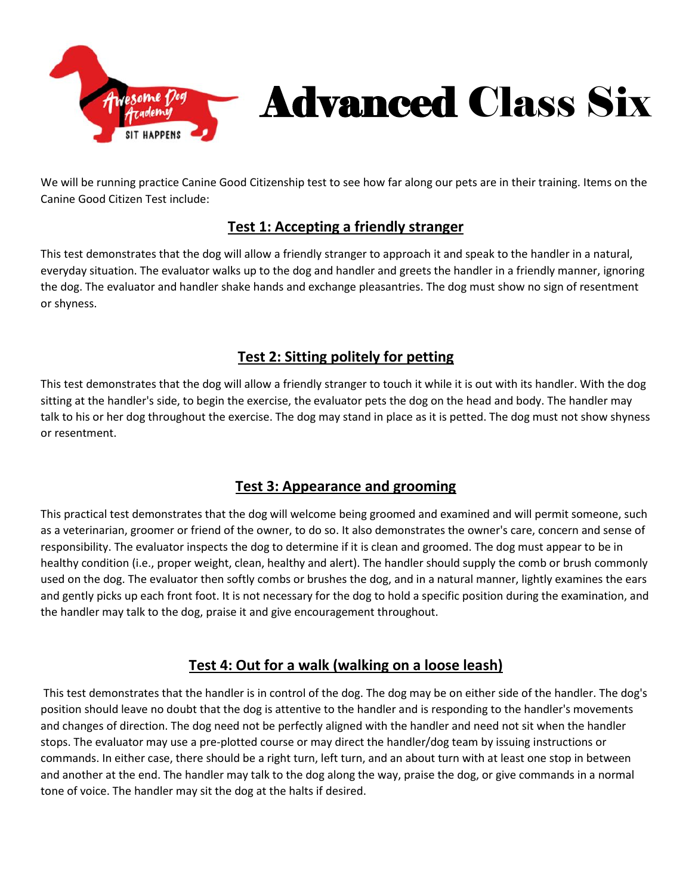# Advanced Class Six

We will be running practice Canine Good Citizenship test to see how far along our pets are in their training. Items on the Canine Good Citizen Test include:

## Test 1: Accepting a friendly stranger

This test demonstrates that the dog will allow a friendly stranger to approach it and speak to the handler in a natural, everyday situation. The evaluator walks up to the dog and handler and greets the handler in a friendly manner, ignoring the dog. The evaluator and handler shake hands and exchange pleasantries. The dog must show no sign of resentment or shyness.

## Test 2: Sitting politely for petting

This test demonstrates that the dog will allow a friendly stranger to touch it while it is out with its handler. With the dog sitting at the handler's side, to begin the exercise, the evaluator pets the dog on the head and body. The handler may talk to his or her dog throughout the exercise. The dog may stand in place as it is petted. The dog must not show shyness or resentment.

## Test 3: Appearance and grooming

This practical test demonstrates that the dog will welcome being groomed and examined and will permit someone, such as a veterinarian, groomer or friend of the owner, to do so. It also demonstrates the owner's care, concern and sense of responsibility. The evaluator inspects the dog to determine if it is clean and groomed. The dog must appear to be in healthy condition (i.e., proper weight, clean, healthy and alert). The handler should supply the comb or brush commonly used on the dog. The evaluator then softly combs or brushes the dog, and in a natural manner, lightly examines the ears and gently picks up each front foot. It is not necessary for the dog to hold a specific position during the examination, and the handler may talk to the dog, praise it and give encouragement throughout.

## Test 4: Out for a walk (walking on a loose leash)

This test demonstrates that the handler is in control of the dog. The dog may be on either side of the handler. The dog's position should leave no doubt that the dog is attentive to the handler and is responding to the handler's movements and changes of direction. The dog need not be perfectly aligned with the handler and need not sit when the handler stops. The evaluator may use a pre-plotted course or may direct the handler/dog team by issuing instructions or commands. In either case, there should be a right turn, left turn, and an about turn with at least one stop in between and another at the end. The handler may talk to the dog along the way, praise the dog, or give commands in a normal tone of voice. The handler may sit the dog at the halts if desired.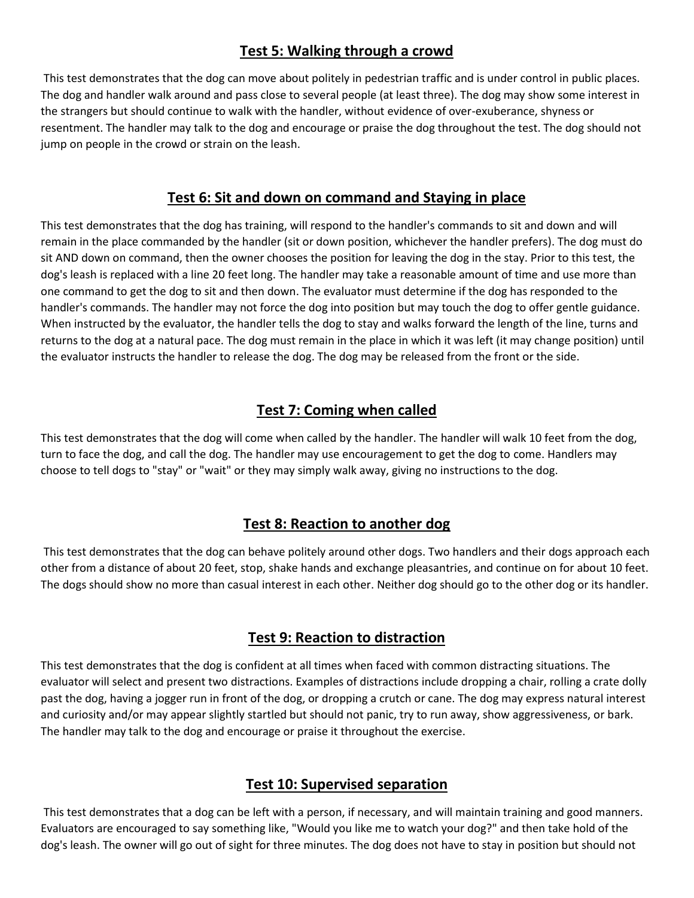## Test 5: Walking through a crowd

This test demonstrates that the dog can move about politely in pedestrian traffic and is under control in public places. The dog and handler walk around and pass close to several people (at least three). The dog may show some interest in the strangers but should continue to walk with the handler, without evidence of over-exuberance, shyness or resentment. The handler may talk to the dog and encourage or praise the dog throughout the test. The dog should not jump on people in the crowd or strain on the leash.

## Test 6: Sit and down on command and Staying in place

This test demonstrates that the dog has training, will respond to the handler's commands to sit and down and will remain in the place commanded by the handler (sit or down position, whichever the handler prefers). The dog must do sit AND down on command, then the owner chooses the position for leaving the dog in the stay. Prior to this test, the dog's leash is replaced with a line 20 feet long. The handler may take a reasonable amount of time and use more than one command to get the dog to sit and then down. The evaluator must determine if the dog has responded to the handler's commands. The handler may not force the dog into position but may touch the dog to offer gentle guidance. When instructed by the evaluator, the handler tells the dog to stay and walks forward the length of the line, turns and returns to the dog at a natural pace. The dog must remain in the place in which it was left (it may change position) until the evaluator instructs the handler to release the dog. The dog may be released from the front or the side.

## Test 7: Coming when called

This test demonstrates that the dog will come when called by the handler. The handler will walk 10 feet from the dog, turn to face the dog, and call the dog. The handler may use encouragement to get the dog to come. Handlers may choose to tell dogs to "stay" or "wait" or they may simply walk away, giving no instructions to the dog.

## Test 8: Reaction to another dog

This test demonstrates that the dog can behave politely around other dogs. Two handlers and their dogs approach each other from a distance of about 20 feet, stop, shake hands and exchange pleasantries, and continue on for about 10 feet. The dogs should show no more than casual interest in each other. Neither dog should go to the other dog or its handler.

## Test 9: Reaction to distraction

This test demonstrates that the dog is confident at all times when faced with common distracting situations. The evaluator will select and present two distractions. Examples of distractions include dropping a chair, rolling a crate dolly past the dog, having a jogger run in front of the dog, or dropping a crutch or cane. The dog may express natural interest and curiosity and/or may appear slightly startled but should not panic, try to run away, show aggressiveness, or bark. The handler may talk to the dog and encourage or praise it throughout the exercise.

## Test 10: Supervised separation

This test demonstrates that a dog can be left with a person, if necessary, and will maintain training and good manners. Evaluators are encouraged to say something like, "Would you like me to watch your dog?" and then take hold of the dog's leash. The owner will go out of sight for three minutes. The dog does not have to stay in position but should not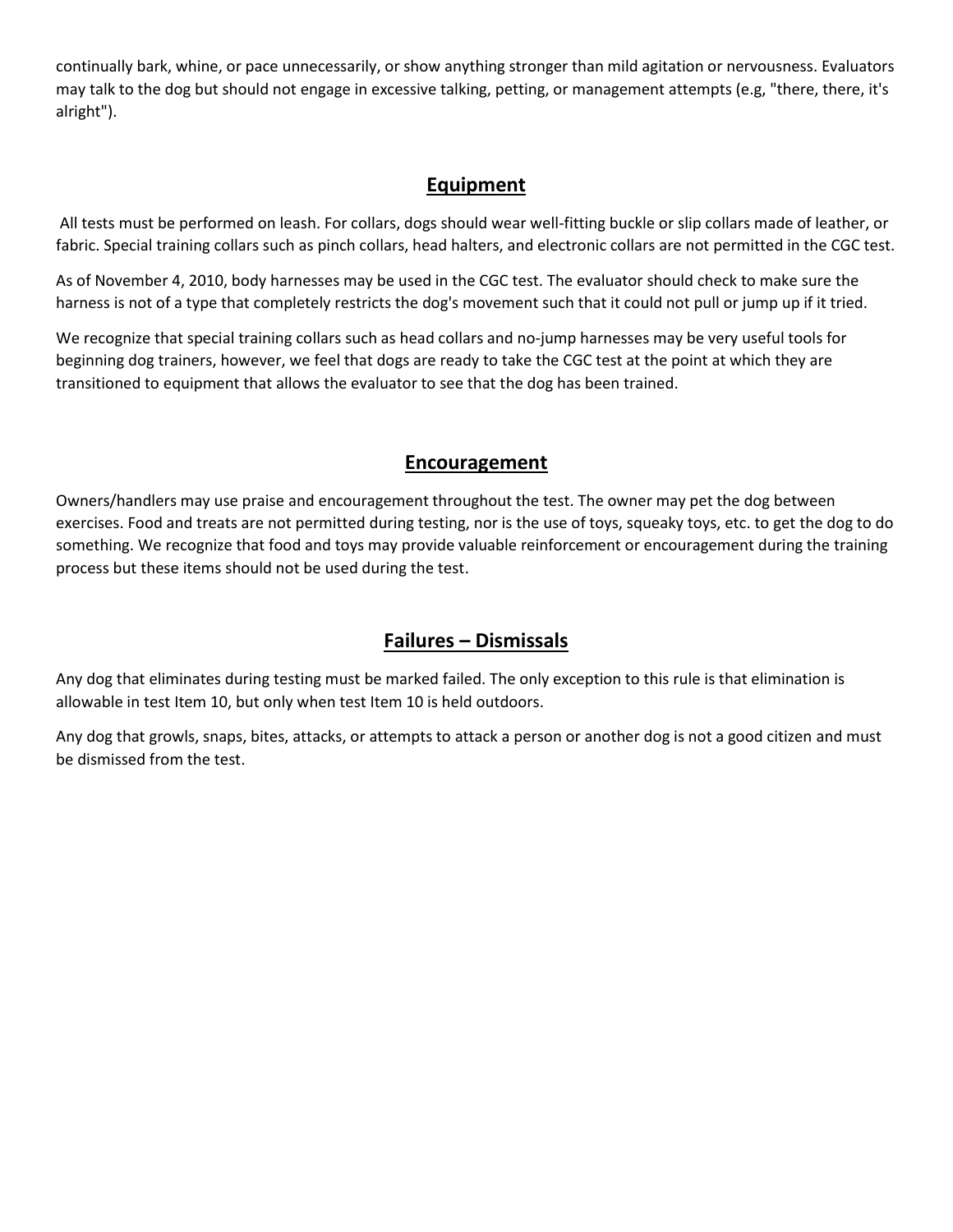continually bark, whine, or pace unnecessarily, or show anything stronger than mild agitation or nervousness. Evaluators may talk to the dog but should not engage in excessive talking, petting, or management attempts (e.g, "there, there, it's alright").

## Equipment

All tests must be performed on leash. For collars, dogs should wear well-fitting buckle or slip collars made of leather, or fabric. Special training collars such as pinch collars, head halters, and electronic collars are not permitted in the CGC test.

As of November 4, 2010, body harnesses may be used in the CGC test. The evaluator should check to make sure the harness is not of a type that completely restricts the dog's movement such that it could not pull or jump up if it tried.

We recognize that special training collars such as head collars and no-jump harnesses may be very useful tools for beginning dog trainers, however, we feel that dogs are ready to take the CGC test at the point at which they are transitioned to equipment that allows the evaluator to see that the dog has been trained.

## Encouragement

Owners/handlers may use praise and encouragement throughout the test. The owner may pet the dog between exercises. Food and treats are not permitted during testing, nor is the use of toys, squeaky toys, etc. to get the dog to do something. We recognize that food and toys may provide valuable reinforcement or encouragement during the training process but these items should not be used during the test.

## Failures – Dismissals

Any dog that eliminates during testing must be marked failed. The only exception to this rule is that elimination is allowable in test Item 10, but only when test Item 10 is held outdoors.

Any dog that growls, snaps, bites, attacks, or attempts to attack a person or another dog is not a good citizen and must be dismissed from the test.